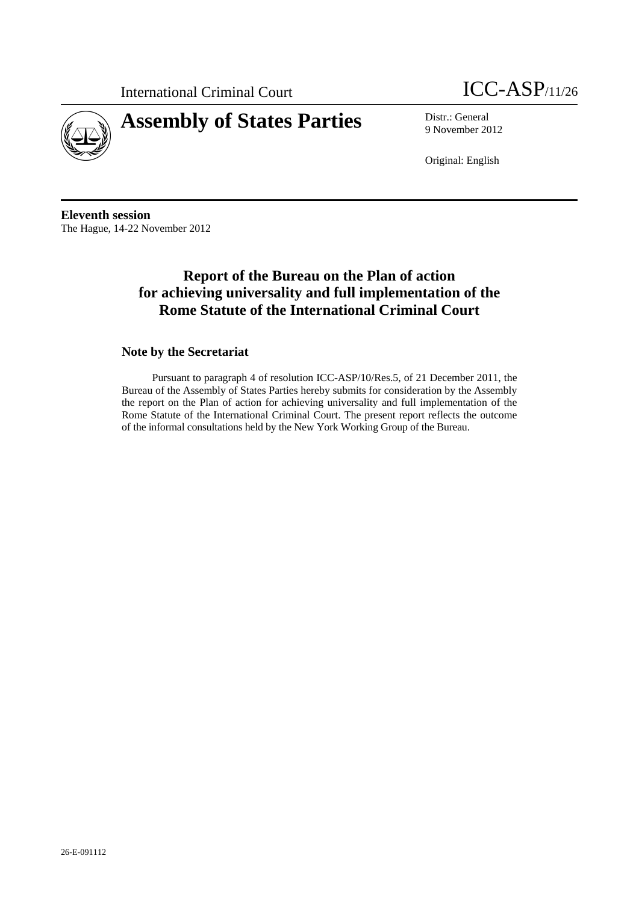International Criminal Court ICC-ASP/11/26

# Assembly of States Parties

Distr.: General
9 November 2012

Original: English

**Eleventh session**
The Hague, 14-22 November 2012

## Report of the Bureau on the Plan of action for achieving universality and full implementation of the Rome Statute of the International Criminal Court

### Note by the Secretariat

Pursuant to paragraph 4 of resolution ICC-ASP/10/Res.5, of 21 December 2011, the Bureau of the Assembly of States Parties hereby submits for consideration by the Assembly the report on the Plan of action for achieving universality and full implementation of the Rome Statute of the International Criminal Court. The present report reflects the outcome of the informal consultations held by the New York Working Group of the Bureau.

26-E-091112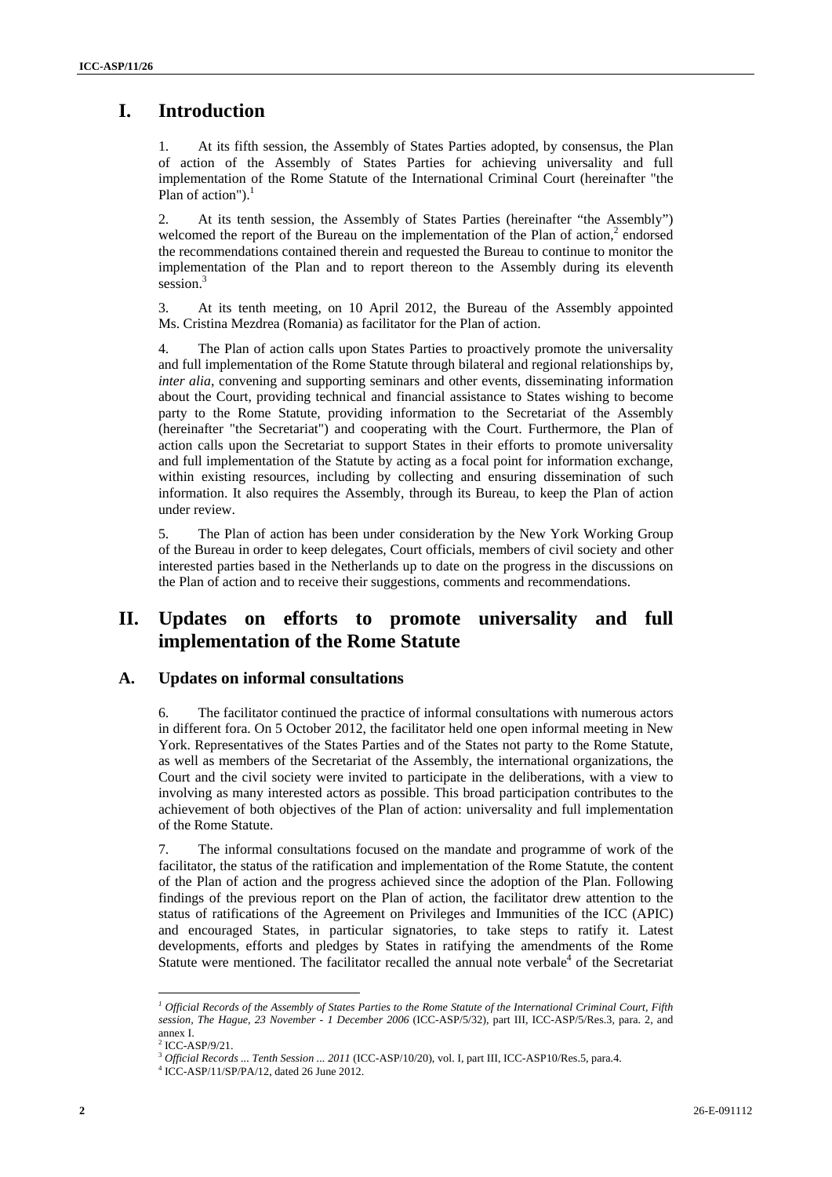# I. Introduction

1. At its fifth session, the Assembly of States Parties adopted, by consensus, the Plan of action of the Assembly of States Parties for achieving universality and full implementation of the Rome Statute of the International Criminal Court (hereinafter "the Plan of action").[1]

2. At its tenth session, the Assembly of States Parties (hereinafter "the Assembly") welcomed the report of the Bureau on the implementation of the Plan of action,[2] endorsed the recommendations contained therein and requested the Bureau to continue to monitor the implementation of the Plan and to report thereon to the Assembly during its eleventh session.[3]

3. At its tenth meeting, on 10 April 2012, the Bureau of the Assembly appointed Ms. Cristina Mezdrea (Romania) as facilitator for the Plan of action.

4. The Plan of action calls upon States Parties to proactively promote the universality and full implementation of the Rome Statute through bilateral and regional relationships by, *inter alia*, convening and supporting seminars and other events, disseminating information about the Court, providing technical and financial assistance to States wishing to become party to the Rome Statute, providing information to the Secretariat of the Assembly (hereinafter "the Secretariat") and cooperating with the Court. Furthermore, the Plan of action calls upon the Secretariat to support States in their efforts to promote universality and full implementation of the Statute by acting as a focal point for information exchange, within existing resources, including by collecting and ensuring dissemination of such information. It also requires the Assembly, through its Bureau, to keep the Plan of action under review.

5. The Plan of action has been under consideration by the New York Working Group of the Bureau in order to keep delegates, Court officials, members of civil society and other interested parties based in the Netherlands up to date on the progress in the discussions on the Plan of action and to receive their suggestions, comments and recommendations.

# II. Updates on efforts to promote universality and full implementation of the Rome Statute

## A. Updates on informal consultations

6. The facilitator continued the practice of informal consultations with numerous actors in different fora. On 5 October 2012, the facilitator held one open informal meeting in New York. Representatives of the States Parties and of the States not party to the Rome Statute, as well as members of the Secretariat of the Assembly, the international organizations, the Court and the civil society were invited to participate in the deliberations, with a view to involving as many interested actors as possible. This broad participation contributes to the achievement of both objectives of the Plan of action: universality and full implementation of the Rome Statute.

7. The informal consultations focused on the mandate and programme of work of the facilitator, the status of the ratification and implementation of the Rome Statute, the content of the Plan of action and the progress achieved since the adoption of the Plan. Following findings of the previous report on the Plan of action, the facilitator drew attention to the status of ratifications of the Agreement on Privileges and Immunities of the ICC (APIC) and encouraged States, in particular signatories, to take steps to ratify it. Latest developments, efforts and pledges by States in ratifying the amendments of the Rome Statute were mentioned. The facilitator recalled the annual note verbale[4] of the Secretariat

---

[1] *Official Records of the Assembly of States Parties to the Rome Statute of the International Criminal Court, Fifth session, The Hague, 23 November - 1 December 2006* (ICC-ASP/5/32), part III, ICC-ASP/5/Res.3, para. 2, and annex I.

[2] ICC-ASP/9/21.

[3] *Official Records ... Tenth Session ... 2011* (ICC-ASP/10/20), vol. I, part III, ICC-ASP10/Res.5, para.4.

[4] ICC-ASP/11/SP/PA/12, dated 26 June 2012.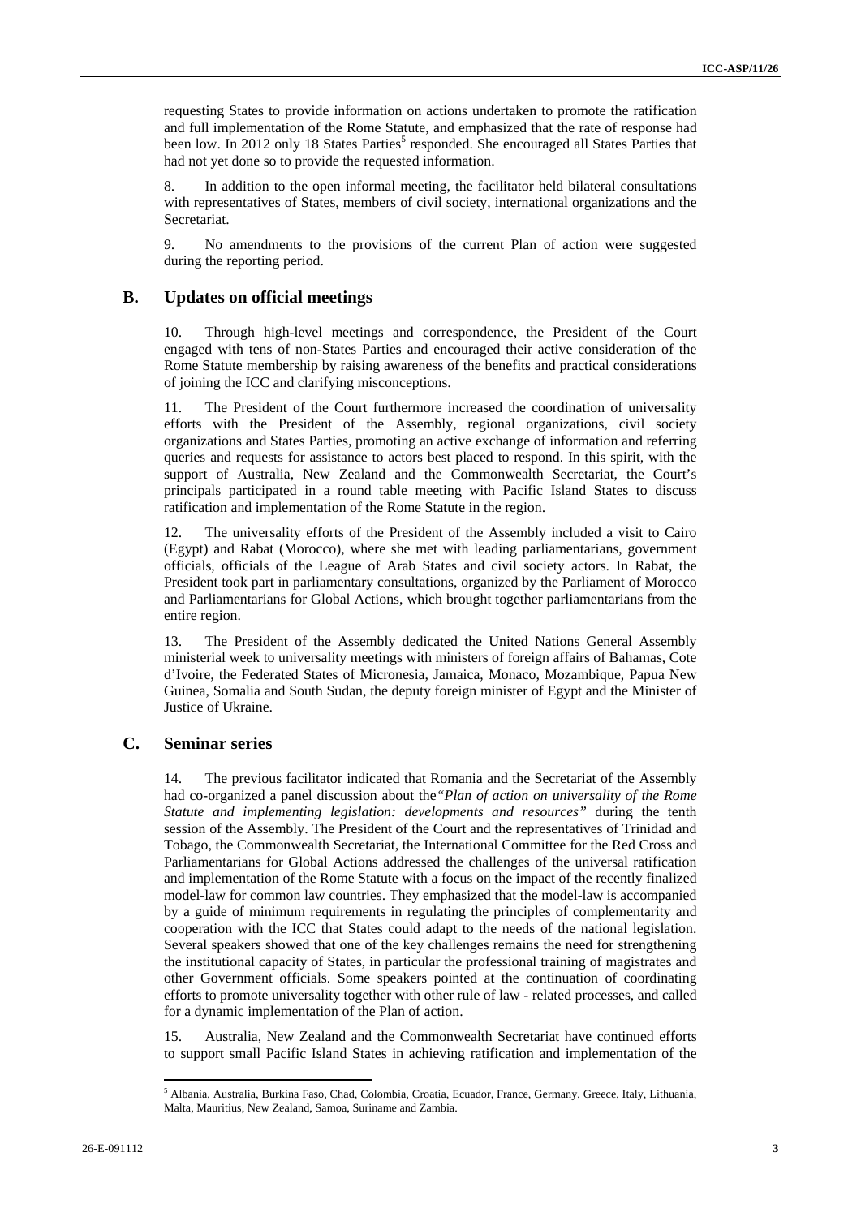requesting States to provide information on actions undertaken to promote the ratification and full implementation of the Rome Statute, and emphasized that the rate of response had been low. In 2012 only 18 States Parties[5] responded. She encouraged all States Parties that had not yet done so to provide the requested information.

8. In addition to the open informal meeting, the facilitator held bilateral consultations with representatives of States, members of civil society, international organizations and the Secretariat.

9. No amendments to the provisions of the current Plan of action were suggested during the reporting period.

## B. Updates on official meetings

10. Through high-level meetings and correspondence, the President of the Court engaged with tens of non-States Parties and encouraged their active consideration of the Rome Statute membership by raising awareness of the benefits and practical considerations of joining the ICC and clarifying misconceptions.

11. The President of the Court furthermore increased the coordination of universality efforts with the President of the Assembly, regional organizations, civil society organizations and States Parties, promoting an active exchange of information and referring queries and requests for assistance to actors best placed to respond. In this spirit, with the support of Australia, New Zealand and the Commonwealth Secretariat, the Court's principals participated in a round table meeting with Pacific Island States to discuss ratification and implementation of the Rome Statute in the region.

12. The universality efforts of the President of the Assembly included a visit to Cairo (Egypt) and Rabat (Morocco), where she met with leading parliamentarians, government officials, officials of the League of Arab States and civil society actors. In Rabat, the President took part in parliamentary consultations, organized by the Parliament of Morocco and Parliamentarians for Global Actions, which brought together parliamentarians from the entire region.

13. The President of the Assembly dedicated the United Nations General Assembly ministerial week to universality meetings with ministers of foreign affairs of Bahamas, Cote d'Ivoire, the Federated States of Micronesia, Jamaica, Monaco, Mozambique, Papua New Guinea, Somalia and South Sudan, the deputy foreign minister of Egypt and the Minister of Justice of Ukraine.

## C. Seminar series

14. The previous facilitator indicated that Romania and the Secretariat of the Assembly had co-organized a panel discussion about the *"Plan of action on universality of the Rome Statute and implementing legislation: developments and resources"* during the tenth session of the Assembly. The President of the Court and the representatives of Trinidad and Tobago, the Commonwealth Secretariat, the International Committee for the Red Cross and Parliamentarians for Global Actions addressed the challenges of the universal ratification and implementation of the Rome Statute with a focus on the impact of the recently finalized model-law for common law countries. They emphasized that the model-law is accompanied by a guide of minimum requirements in regulating the principles of complementarity and cooperation with the ICC that States could adapt to the needs of the national legislation. Several speakers showed that one of the key challenges remains the need for strengthening the institutional capacity of States, in particular the professional training of magistrates and other Government officials. Some speakers pointed at the continuation of coordinating efforts to promote universality together with other rule of law - related processes, and called for a dynamic implementation of the Plan of action.

15. Australia, New Zealand and the Commonwealth Secretariat have continued efforts to support small Pacific Island States in achieving ratification and implementation of the

---

[5] Albania, Australia, Burkina Faso, Chad, Colombia, Croatia, Ecuador, France, Germany, Greece, Italy, Lithuania, Malta, Mauritius, New Zealand, Samoa, Suriname and Zambia.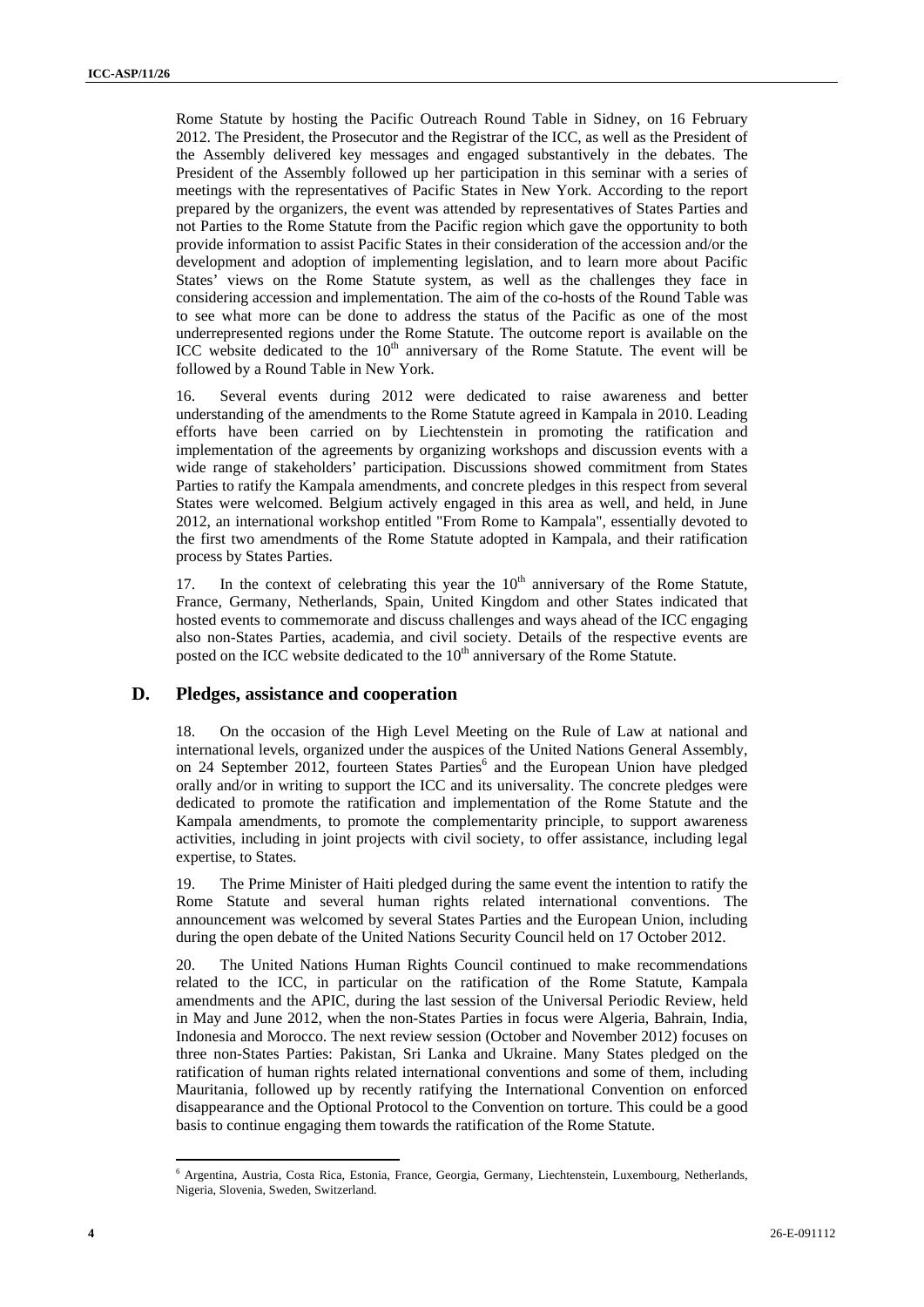Rome Statute by hosting the Pacific Outreach Round Table in Sidney, on 16 February 2012. The President, the Prosecutor and the Registrar of the ICC, as well as the President of the Assembly delivered key messages and engaged substantively in the debates. The President of the Assembly followed up her participation in this seminar with a series of meetings with the representatives of Pacific States in New York. According to the report prepared by the organizers, the event was attended by representatives of States Parties and not Parties to the Rome Statute from the Pacific region which gave the opportunity to both provide information to assist Pacific States in their consideration of the accession and/or the development and adoption of implementing legislation, and to learn more about Pacific States' views on the Rome Statute system, as well as the challenges they face in considering accession and implementation. The aim of the co-hosts of the Round Table was to see what more can be done to address the status of the Pacific as one of the most underrepresented regions under the Rome Statute. The outcome report is available on the ICC website dedicated to the 10th anniversary of the Rome Statute. The event will be followed by a Round Table in New York.

16. Several events during 2012 were dedicated to raise awareness and better understanding of the amendments to the Rome Statute agreed in Kampala in 2010. Leading efforts have been carried on by Liechtenstein in promoting the ratification and implementation of the agreements by organizing workshops and discussion events with a wide range of stakeholders' participation. Discussions showed commitment from States Parties to ratify the Kampala amendments, and concrete pledges in this respect from several States were welcomed. Belgium actively engaged in this area as well, and held, in June 2012, an international workshop entitled "From Rome to Kampala", essentially devoted to the first two amendments of the Rome Statute adopted in Kampala, and their ratification process by States Parties.

17. In the context of celebrating this year the 10th anniversary of the Rome Statute, France, Germany, Netherlands, Spain, United Kingdom and other States indicated that hosted events to commemorate and discuss challenges and ways ahead of the ICC engaging also non-States Parties, academia, and civil society. Details of the respective events are posted on the ICC website dedicated to the 10th anniversary of the Rome Statute.

## D. Pledges, assistance and cooperation

18. On the occasion of the High Level Meeting on the Rule of Law at national and international levels, organized under the auspices of the United Nations General Assembly, on 24 September 2012, fourteen States Parties[6] and the European Union have pledged orally and/or in writing to support the ICC and its universality. The concrete pledges were dedicated to promote the ratification and implementation of the Rome Statute and the Kampala amendments, to promote the complementarity principle, to support awareness activities, including in joint projects with civil society, to offer assistance, including legal expertise, to States.

19. The Prime Minister of Haiti pledged during the same event the intention to ratify the Rome Statute and several human rights related international conventions. The announcement was welcomed by several States Parties and the European Union, including during the open debate of the United Nations Security Council held on 17 October 2012.

20. The United Nations Human Rights Council continued to make recommendations related to the ICC, in particular on the ratification of the Rome Statute, Kampala amendments and the APIC, during the last session of the Universal Periodic Review, held in May and June 2012, when the non-States Parties in focus were Algeria, Bahrain, India, Indonesia and Morocco. The next review session (October and November 2012) focuses on three non-States Parties: Pakistan, Sri Lanka and Ukraine. Many States pledged on the ratification of human rights related international conventions and some of them, including Mauritania, followed up by recently ratifying the International Convention on enforced disappearance and the Optional Protocol to the Convention on torture. This could be a good basis to continue engaging them towards the ratification of the Rome Statute.

---

[6] Argentina, Austria, Costa Rica, Estonia, France, Georgia, Germany, Liechtenstein, Luxembourg, Netherlands, Nigeria, Slovenia, Sweden, Switzerland.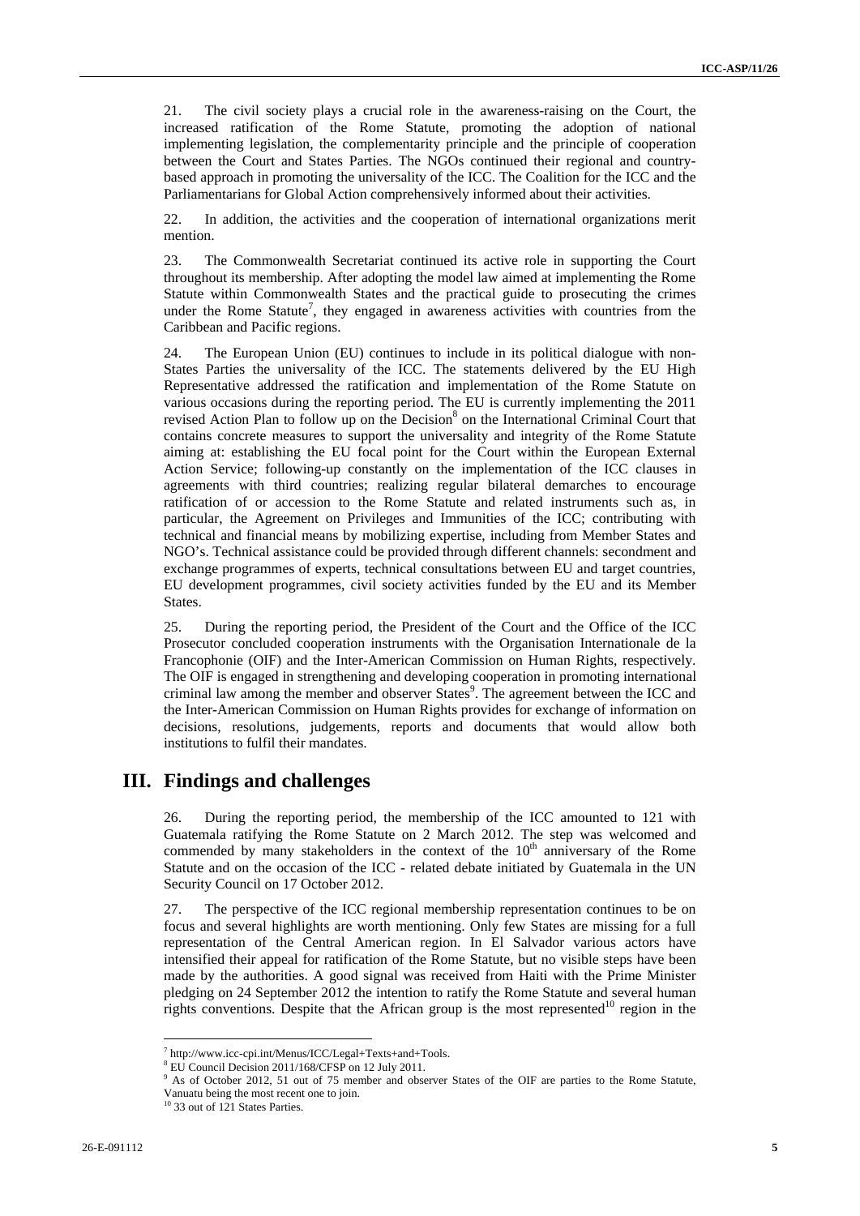21. The civil society plays a crucial role in the awareness-raising on the Court, the increased ratification of the Rome Statute, promoting the adoption of national implementing legislation, the complementarity principle and the principle of cooperation between the Court and States Parties. The NGOs continued their regional and country-based approach in promoting the universality of the ICC. The Coalition for the ICC and the Parliamentarians for Global Action comprehensively informed about their activities.

22. In addition, the activities and the cooperation of international organizations merit mention.

23. The Commonwealth Secretariat continued its active role in supporting the Court throughout its membership. After adopting the model law aimed at implementing the Rome Statute within Commonwealth States and the practical guide to prosecuting the crimes under the Rome Statute[7], they engaged in awareness activities with countries from the Caribbean and Pacific regions.

24. The European Union (EU) continues to include in its political dialogue with non-States Parties the universality of the ICC. The statements delivered by the EU High Representative addressed the ratification and implementation of the Rome Statute on various occasions during the reporting period. The EU is currently implementing the 2011 revised Action Plan to follow up on the Decision[8] on the International Criminal Court that contains concrete measures to support the universality and integrity of the Rome Statute aiming at: establishing the EU focal point for the Court within the European External Action Service; following-up constantly on the implementation of the ICC clauses in agreements with third countries; realizing regular bilateral demarches to encourage ratification of or accession to the Rome Statute and related instruments such as, in particular, the Agreement on Privileges and Immunities of the ICC; contributing with technical and financial means by mobilizing expertise, including from Member States and NGO's. Technical assistance could be provided through different channels: secondment and exchange programmes of experts, technical consultations between EU and target countries, EU development programmes, civil society activities funded by the EU and its Member States.

25. During the reporting period, the President of the Court and the Office of the ICC Prosecutor concluded cooperation instruments with the Organisation Internationale de la Francophonie (OIF) and the Inter-American Commission on Human Rights, respectively. The OIF is engaged in strengthening and developing cooperation in promoting international criminal law among the member and observer States[9]. The agreement between the ICC and the Inter-American Commission on Human Rights provides for exchange of information on decisions, resolutions, judgements, reports and documents that would allow both institutions to fulfil their mandates.

## III. Findings and challenges

26. During the reporting period, the membership of the ICC amounted to 121 with Guatemala ratifying the Rome Statute on 2 March 2012. The step was welcomed and commended by many stakeholders in the context of the 10th anniversary of the Rome Statute and on the occasion of the ICC - related debate initiated by Guatemala in the UN Security Council on 17 October 2012.

27. The perspective of the ICC regional membership representation continues to be on focus and several highlights are worth mentioning. Only few States are missing for a full representation of the Central American region. In El Salvador various actors have intensified their appeal for ratification of the Rome Statute, but no visible steps have been made by the authorities. A good signal was received from Haiti with the Prime Minister pledging on 24 September 2012 the intention to ratify the Rome Statute and several human rights conventions. Despite that the African group is the most represented[10] region in the

---

[7] http://www.icc-cpi.int/Menus/ICC/Legal+Texts+and+Tools.

[8] EU Council Decision 2011/168/CFSP on 12 July 2011.

[9] As of October 2012, 51 out of 75 member and observer States of the OIF are parties to the Rome Statute, Vanuatu being the most recent one to join.

[10] 33 out of 121 States Parties.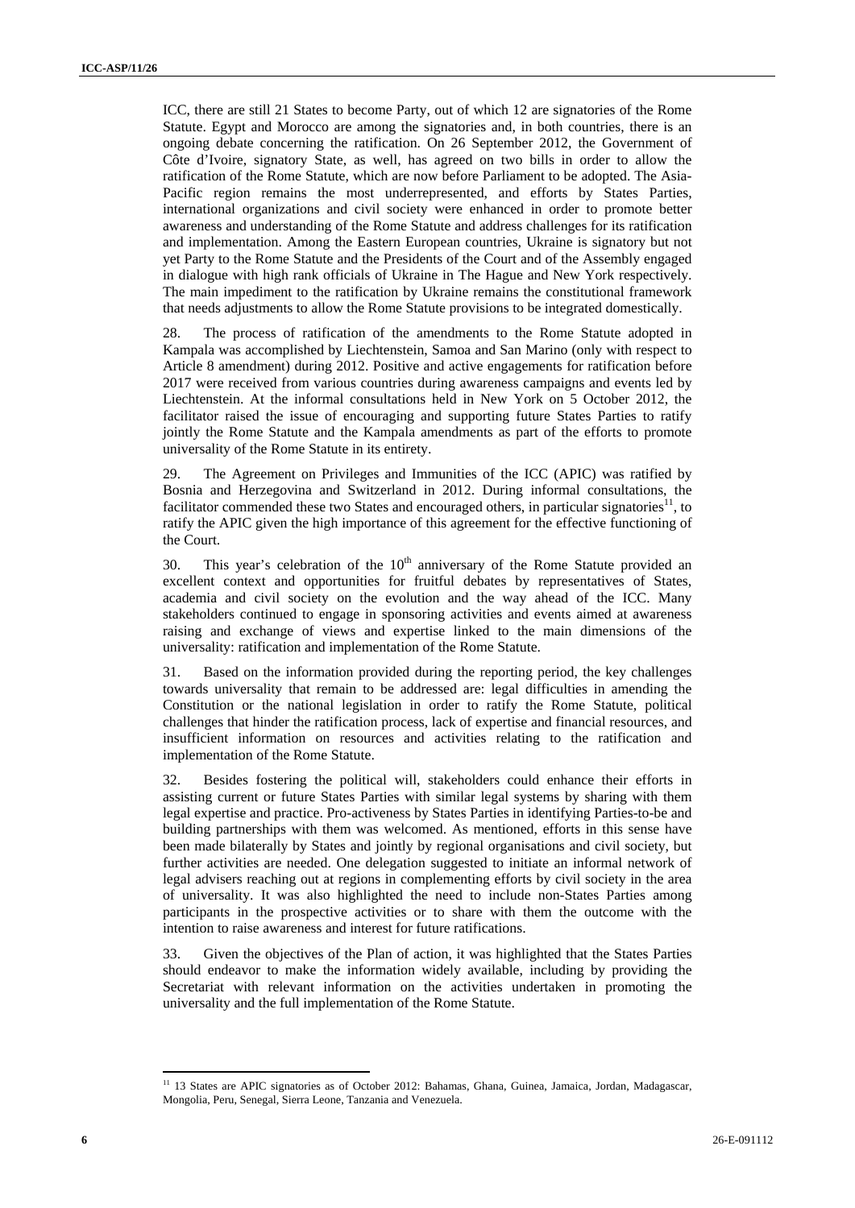ICC, there are still 21 States to become Party, out of which 12 are signatories of the Rome Statute. Egypt and Morocco are among the signatories and, in both countries, there is an ongoing debate concerning the ratification. On 26 September 2012, the Government of Côte d'Ivoire, signatory State, as well, has agreed on two bills in order to allow the ratification of the Rome Statute, which are now before Parliament to be adopted. The Asia-Pacific region remains the most underrepresented, and efforts by States Parties, international organizations and civil society were enhanced in order to promote better awareness and understanding of the Rome Statute and address challenges for its ratification and implementation. Among the Eastern European countries, Ukraine is signatory but not yet Party to the Rome Statute and the Presidents of the Court and of the Assembly engaged in dialogue with high rank officials of Ukraine in The Hague and New York respectively. The main impediment to the ratification by Ukraine remains the constitutional framework that needs adjustments to allow the Rome Statute provisions to be integrated domestically.

28. The process of ratification of the amendments to the Rome Statute adopted in Kampala was accomplished by Liechtenstein, Samoa and San Marino (only with respect to Article 8 amendment) during 2012. Positive and active engagements for ratification before 2017 were received from various countries during awareness campaigns and events led by Liechtenstein. At the informal consultations held in New York on 5 October 2012, the facilitator raised the issue of encouraging and supporting future States Parties to ratify jointly the Rome Statute and the Kampala amendments as part of the efforts to promote universality of the Rome Statute in its entirety.

29. The Agreement on Privileges and Immunities of the ICC (APIC) was ratified by Bosnia and Herzegovina and Switzerland in 2012. During informal consultations, the facilitator commended these two States and encouraged others, in particular signatories[11], to ratify the APIC given the high importance of this agreement for the effective functioning of the Court.

30. This year's celebration of the 10th anniversary of the Rome Statute provided an excellent context and opportunities for fruitful debates by representatives of States, academia and civil society on the evolution and the way ahead of the ICC. Many stakeholders continued to engage in sponsoring activities and events aimed at awareness raising and exchange of views and expertise linked to the main dimensions of the universality: ratification and implementation of the Rome Statute.

31. Based on the information provided during the reporting period, the key challenges towards universality that remain to be addressed are: legal difficulties in amending the Constitution or the national legislation in order to ratify the Rome Statute, political challenges that hinder the ratification process, lack of expertise and financial resources, and insufficient information on resources and activities relating to the ratification and implementation of the Rome Statute.

32. Besides fostering the political will, stakeholders could enhance their efforts in assisting current or future States Parties with similar legal systems by sharing with them legal expertise and practice. Pro-activeness by States Parties in identifying Parties-to-be and building partnerships with them was welcomed. As mentioned, efforts in this sense have been made bilaterally by States and jointly by regional organisations and civil society, but further activities are needed. One delegation suggested to initiate an informal network of legal advisers reaching out at regions in complementing efforts by civil society in the area of universality. It was also highlighted the need to include non-States Parties among participants in the prospective activities or to share with them the outcome with the intention to raise awareness and interest for future ratifications.

33. Given the objectives of the Plan of action, it was highlighted that the States Parties should endeavor to make the information widely available, including by providing the Secretariat with relevant information on the activities undertaken in promoting the universality and the full implementation of the Rome Statute.

[11] 13 States are APIC signatories as of October 2012: Bahamas, Ghana, Guinea, Jamaica, Jordan, Madagascar, Mongolia, Peru, Senegal, Sierra Leone, Tanzania and Venezuela.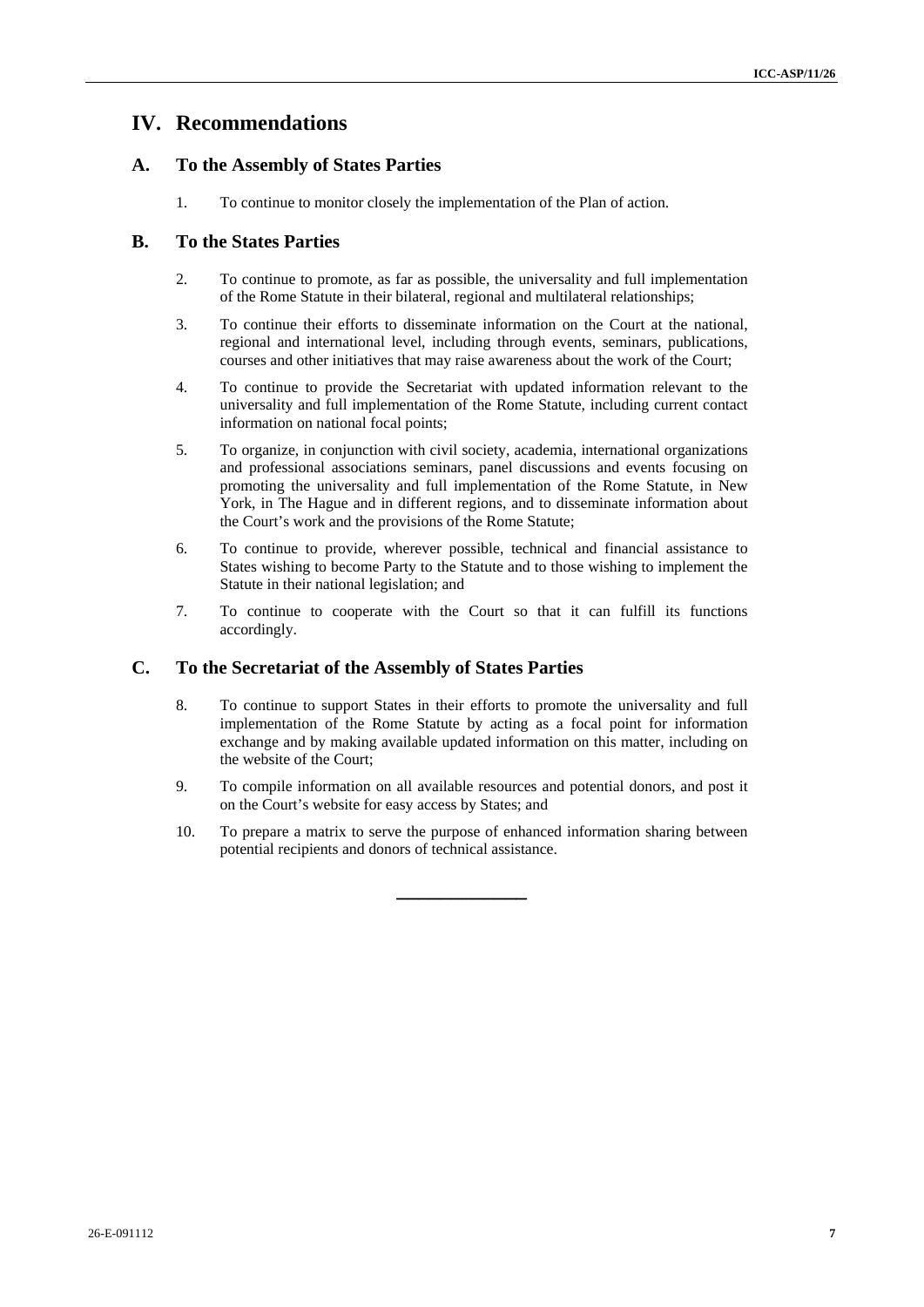# IV. Recommendations

## A. To the Assembly of States Parties

1. To continue to monitor closely the implementation of the Plan of action.

## B. To the States Parties

2. To continue to promote, as far as possible, the universality and full implementation of the Rome Statute in their bilateral, regional and multilateral relationships;

3. To continue their efforts to disseminate information on the Court at the national, regional and international level, including through events, seminars, publications, courses and other initiatives that may raise awareness about the work of the Court;

4. To continue to provide the Secretariat with updated information relevant to the universality and full implementation of the Rome Statute, including current contact information on national focal points;

5. To organize, in conjunction with civil society, academia, international organizations and professional associations seminars, panel discussions and events focusing on promoting the universality and full implementation of the Rome Statute, in New York, in The Hague and in different regions, and to disseminate information about the Court's work and the provisions of the Rome Statute;

6. To continue to provide, wherever possible, technical and financial assistance to States wishing to become Party to the Statute and to those wishing to implement the Statute in their national legislation; and

7. To continue to cooperate with the Court so that it can fulfill its functions accordingly.

## C. To the Secretariat of the Assembly of States Parties

8. To continue to support States in their efforts to promote the universality and full implementation of the Rome Statute by acting as a focal point for information exchange and by making available updated information on this matter, including on the website of the Court;

9. To compile information on all available resources and potential donors, and post it on the Court's website for easy access by States; and

10. To prepare a matrix to serve the purpose of enhanced information sharing between potential recipients and donors of technical assistance.